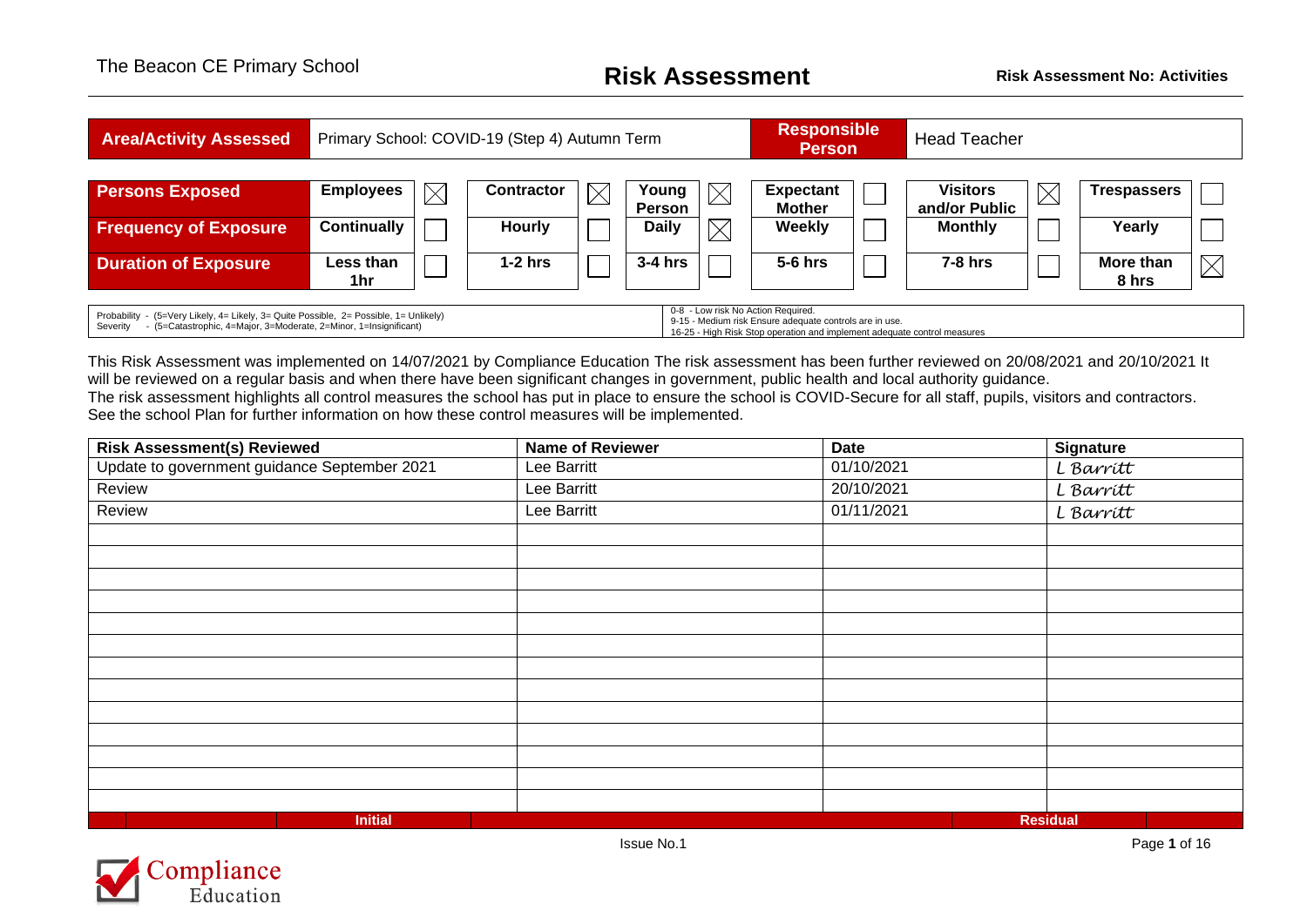# Risk Assessment

The Beacon CE Primary School

**Risk Assessment No: Activities**

| **Area/Activity Assessed** | Primary School: COVID-19 (Step 4) Autumn Term | **Responsible Person** | Head Teacher |
|---|---|---|---|

| | | | | | | | | | | | | |
|---|---|---|---|---|---|---|---|---|---|---|---|---|
| **Persons Exposed** | **Employees** | ☒ | **Contractor** | ☒ | **Young Person** | ☒ | **Expectant Mother** | ☐ | **Visitors and/or Public** | ☒ | **Trespassers** | ☐ |
| **Frequency of Exposure** | **Continually** | ☐ | **Hourly** | ☐ | **Daily** | ☒ | **Weekly** | ☐ | **Monthly** | ☐ | **Yearly** | ☐ |
| **Duration of Exposure** | **Less than 1hr** | ☐ | **1-2 hrs** | ☐ | **3-4 hrs** | ☐ | **5-6 hrs** | ☐ | **7-8 hrs** | ☐ | **More than 8 hrs** | ☒ |

| | |
|---|---|
| Probability - (5=Very Likely, 4= Likely, 3= Quite Possible, 2= Possible, 1= Unlikely)<br>Severity - (5=Catastrophic, 4=Major, 3=Moderate, 2=Minor, 1=Insignificant) | 0-8 - Low risk No Action Required.<br>9-15 - Medium risk Ensure adequate controls are in use.<br>16-25 - High Risk Stop operation and implement adequate control measures |

This Risk Assessment was implemented on 14/07/2021 by Compliance Education The risk assessment has been further reviewed on 20/08/2021 and 20/10/2021 It will be reviewed on a regular basis and when there have been significant changes in government, public health and local authority guidance.
The risk assessment highlights all control measures the school has put in place to ensure the school is COVID-Secure for all staff, pupils, visitors and contractors. See the school Plan for further information on how these control measures will be implemented.

| Risk Assessment(s) Reviewed | Name of Reviewer | Date | Signature |
|---|---|---|---|
| Update to government guidance September 2021 | Lee Barritt | 01/10/2021 | L Barritt |
| Review | Lee Barritt | 20/10/2021 | L Barritt |
| Review | Lee Barritt | 01/11/2021 | L Barritt |
| | | | |
| | | | |
| | | | |
| | | | |
| | | | |
| | | | |
| | | | |
| | | | |
| | | | |
| | | | |
| | | | |
| | | | |

| | | Initial | | Residual | |
|---|---|---|---|---|---|

Issue No.1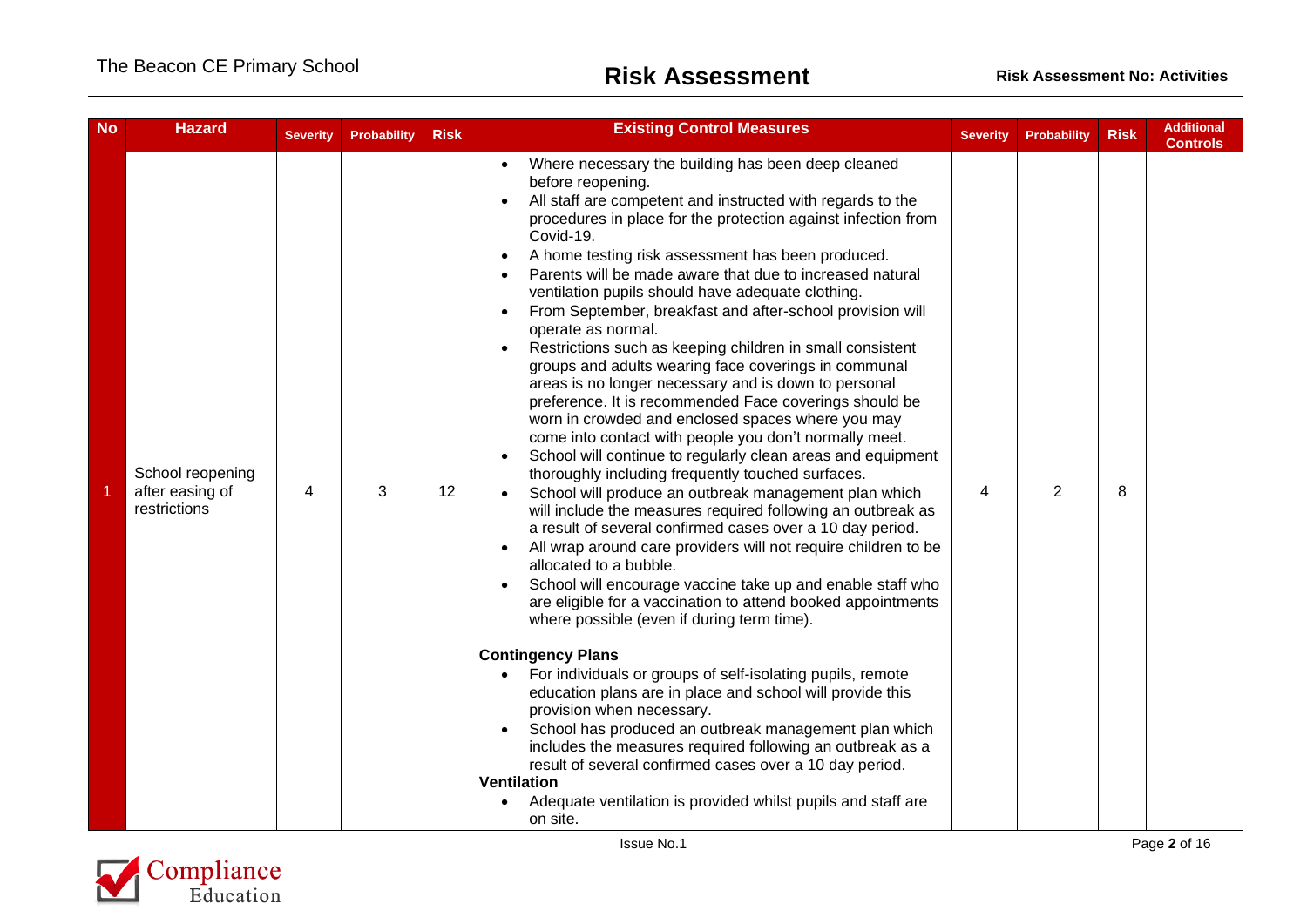| No | Hazard | Severity | Probability | Risk | Existing Control Measures | Severity | Probability | Risk | Additional Controls |
|---|---|---|---|---|---|---|---|---|---|
| 1 | School reopening after easing of restrictions | 4 | 3 | 12 | • Where necessary the building has been deep cleaned before reopening.<br>• All staff are competent and instructed with regards to the procedures in place for the protection against infection from Covid-19.<br>• A home testing risk assessment has been produced.<br>• Parents will be made aware that due to increased natural ventilation pupils should have adequate clothing.<br>• From September, breakfast and after-school provision will operate as normal.<br>• Restrictions such as keeping children in small consistent groups and adults wearing face coverings in communal areas is no longer necessary and is down to personal preference. It is recommended Face coverings should be worn in crowded and enclosed spaces where you may come into contact with people you don't normally meet.<br>• School will continue to regularly clean areas and equipment thoroughly including frequently touched surfaces.<br>• School will produce an outbreak management plan which will include the measures required following an outbreak as a result of several confirmed cases over a 10 day period.<br>• All wrap around care providers will not require children to be allocated to a bubble.<br>• School will encourage vaccine take up and enable staff who are eligible for a vaccination to attend booked appointments where possible (even if during term time).<br><br>**Contingency Plans**<br>• For individuals or groups of self-isolating pupils, remote education plans are in place and school will provide this provision when necessary.<br>• School has produced an outbreak management plan which includes the measures required following an outbreak as a result of several confirmed cases over a 10 day period.<br>**Ventilation**<br>• Adequate ventilation is provided whilst pupils and staff are on site. | 4 | 2 | 8 | |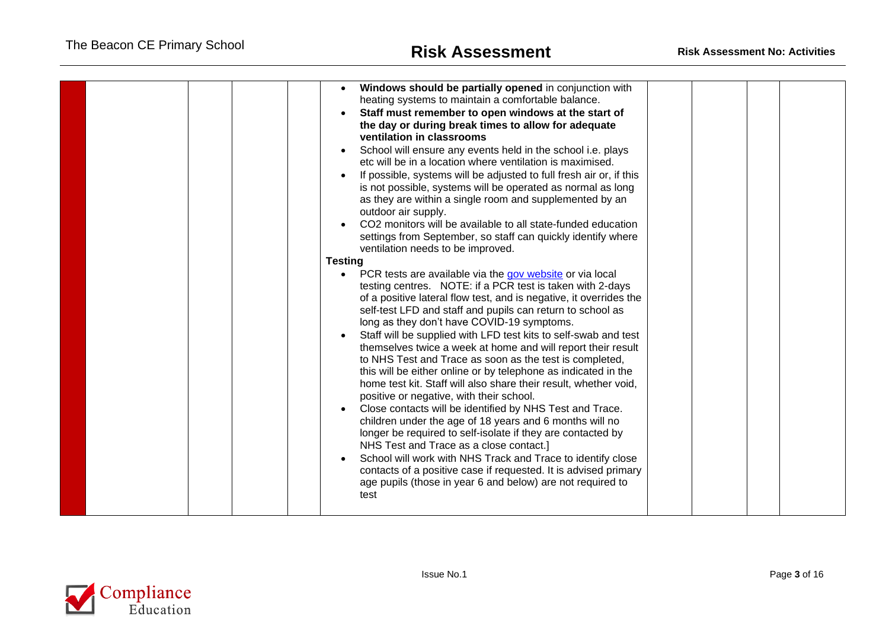| | | | | | | | | | |
|---|---|---|---|---|---|---|---|---|---|
| | | | | | <ul><li>**Windows should be partially opened** in conjunction with heating systems to maintain a comfortable balance.</li><li>**Staff must remember to open windows at the start of the day or during break times to allow for adequate ventilation in classrooms**</li><li>School will ensure any events held in the school i.e. plays etc will be in a location where ventilation is maximised.</li><li>If possible, systems will be adjusted to full fresh air or, if this is not possible, systems will be operated as normal as long as they are within a single room and supplemented by an outdoor air supply.</li><li>CO2 monitors will be available to all state-funded education settings from September, so staff can quickly identify where ventilation needs to be improved.</li></ul>**Testing**<ul><li>PCR tests are available via the gov website or via local testing centres. NOTE: if a PCR test is taken with 2-days of a positive lateral flow test, and is negative, it overrides the self-test LFD and staff and pupils can return to school as long as they don't have COVID-19 symptoms.</li><li>Staff will be supplied with LFD test kits to self-swab and test themselves twice a week at home and will report their result to NHS Test and Trace as soon as the test is completed, this will be either online or by telephone as indicated in the home test kit. Staff will also share their result, whether void, positive or negative, with their school.</li><li>Close contacts will be identified by NHS Test and Trace. children under the age of 18 years and 6 months will no longer be required to self-isolate if they are contacted by NHS Test and Trace as a close contact.]</li><li>School will work with NHS Track and Trace to identify close contacts of a positive case if requested. It is advised primary age pupils (those in year 6 and below) are not required to test</li></ul> | | | | |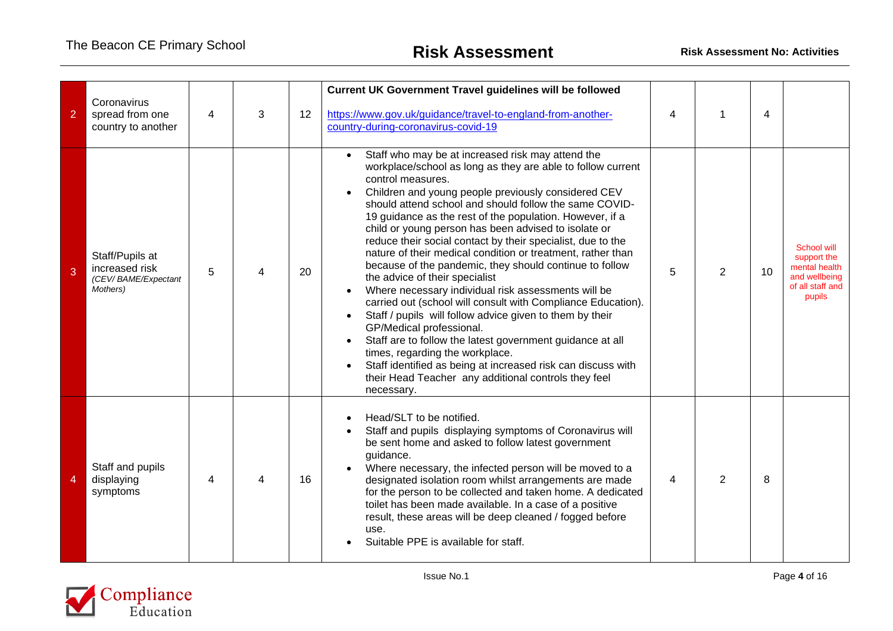| | | | | | | | | | |
|---|---|---|---|---|---|---|---|---|---|
| 2 | Coronavirus spread from one country to another | 4 | 3 | 12 | **Current UK Government Travel guidelines will be followed**<br><br>[https://www.gov.uk/guidance/travel-to-england-from-another-country-during-coronavirus-covid-19](https://www.gov.uk/guidance/travel-to-england-from-another-country-during-coronavirus-covid-19) | 4 | 1 | 4 | |
| 3 | Staff/Pupils at increased risk *(CEV/ BAME/Expectant Mothers)* | 5 | 4 | 20 | • Staff who may be at increased risk may attend the workplace/school as long as they are able to follow current control measures.<br>• Children and young people previously considered CEV should attend school and should follow the same COVID-19 guidance as the rest of the population. However, if a child or young person has been advised to isolate or reduce their social contact by their specialist, due to the nature of their medical condition or treatment, rather than because of the pandemic, they should continue to follow the advice of their specialist<br>• Where necessary individual risk assessments will be carried out (school will consult with Compliance Education).<br>• Staff / pupils will follow advice given to them by their GP/Medical professional.<br>• Staff are to follow the latest government guidance at all times, regarding the workplace.<br>• Staff identified as being at increased risk can discuss with their Head Teacher any additional controls they feel necessary. | 5 | 2 | 10 | School will support the mental health and wellbeing of all staff and pupils |
| 4 | Staff and pupils displaying symptoms | 4 | 4 | 16 | • Head/SLT to be notified.<br>• Staff and pupils displaying symptoms of Coronavirus will be sent home and asked to follow latest government guidance.<br>• Where necessary, the infected person will be moved to a designated isolation room whilst arrangements are made for the person to be collected and taken home. A dedicated toilet has been made available. In a case of a positive result, these areas will be deep cleaned / fogged before use.<br>• Suitable PPE is available for staff. | 4 | 2 | 8 | |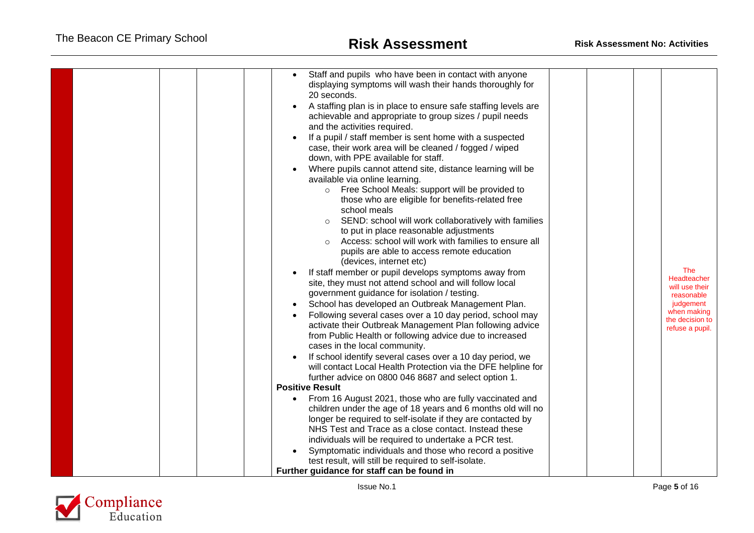| | | | | | | | | | |
|---|---|---|---|---|---|---|---|---|---|
| | | | | | <ul><li>Staff and pupils who have been in contact with anyone displaying symptoms will wash their hands thoroughly for 20 seconds.</li><li>A staffing plan is in place to ensure safe staffing levels are achievable and appropriate to group sizes / pupil needs and the activities required.</li><li>If a pupil / staff member is sent home with a suspected case, their work area will be cleaned / fogged / wiped down, with PPE available for staff.</li><li>Where pupils cannot attend site, distance learning will be available via online learning.<ul><li>Free School Meals: support will be provided to those who are eligible for benefits-related free school meals</li><li>SEND: school will work collaboratively with families to put in place reasonable adjustments</li><li>Access: school will work with families to ensure all pupils are able to access remote education (devices, internet etc)</li></ul></li><li>If staff member or pupil develops symptoms away from site, they must not attend school and will follow local government guidance for isolation / testing.</li><li>School has developed an Outbreak Management Plan.</li><li>Following several cases over a 10 day period, school may activate their Outbreak Management Plan following advice from Public Health or following advice due to increased cases in the local community.</li><li>If school identify several cases over a 10 day period, we will contact Local Health Protection via the DFE helpline for further advice on 0800 046 8687 and select option 1.</li></ul>**Positive Result**<ul><li>From 16 August 2021, those who are fully vaccinated and children under the age of 18 years and 6 months old will no longer be required to self-isolate if they are contacted by NHS Test and Trace as a close contact. Instead these individuals will be required to undertake a PCR test.</li><li>Symptomatic individuals and those who record a positive test result, will still be required to self-isolate.</li></ul>**Further guidance for staff can be found in** | | | | The Headteacher will use their reasonable judgement when making the decision to refuse a pupil. |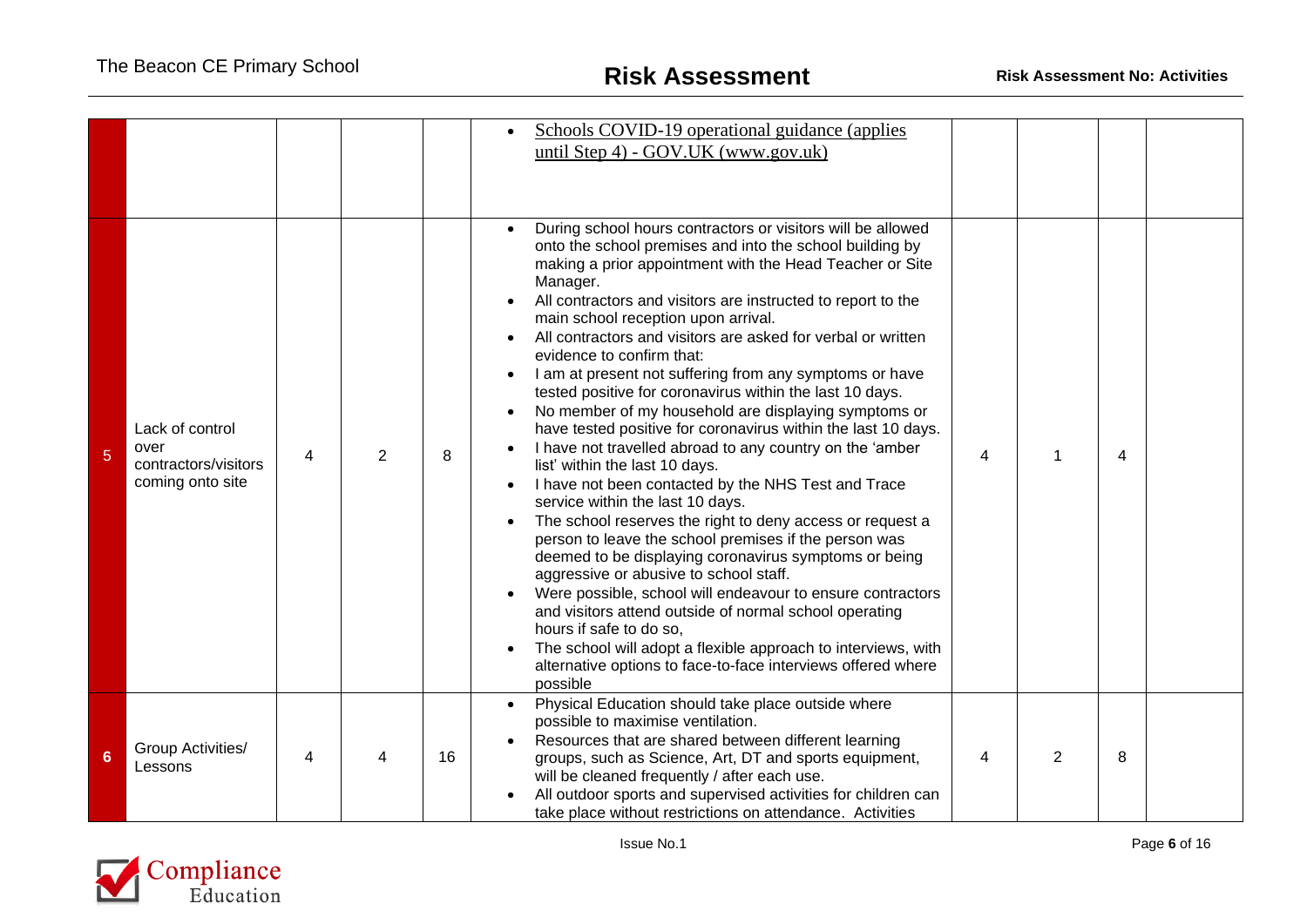| | | | | | | | | | |
|---|---|---|---|---|---|---|---|---|---|
| | | | | | • Schools COVID-19 operational guidance (applies until Step 4) - GOV.UK (www.gov.uk) | | | | |
| 5 | Lack of control over contractors/visitors coming onto site | 4 | 2 | 8 | • During school hours contractors or visitors will be allowed onto the school premises and into the school building by making a prior appointment with the Head Teacher or Site Manager.<br>• All contractors and visitors are instructed to report to the main school reception upon arrival.<br>• All contractors and visitors are asked for verbal or written evidence to confirm that:<br>• I am at present not suffering from any symptoms or have tested positive for coronavirus within the last 10 days.<br>• No member of my household are displaying symptoms or have tested positive for coronavirus within the last 10 days.<br>• I have not travelled abroad to any country on the 'amber list' within the last 10 days.<br>• I have not been contacted by the NHS Test and Trace service within the last 10 days.<br>• The school reserves the right to deny access or request a person to leave the school premises if the person was deemed to be displaying coronavirus symptoms or being aggressive or abusive to school staff.<br>• Were possible, school will endeavour to ensure contractors and visitors attend outside of normal school operating hours if safe to do so,<br>• The school will adopt a flexible approach to interviews, with alternative options to face-to-face interviews offered where possible | 4 | 1 | 4 | |
| 6 | Group Activities/ Lessons | 4 | 4 | 16 | • Physical Education should take place outside where possible to maximise ventilation.<br>• Resources that are shared between different learning groups, such as Science, Art, DT and sports equipment, will be cleaned frequently / after each use.<br>• All outdoor sports and supervised activities for children can take place without restrictions on attendance. Activities | 4 | 2 | 8 | |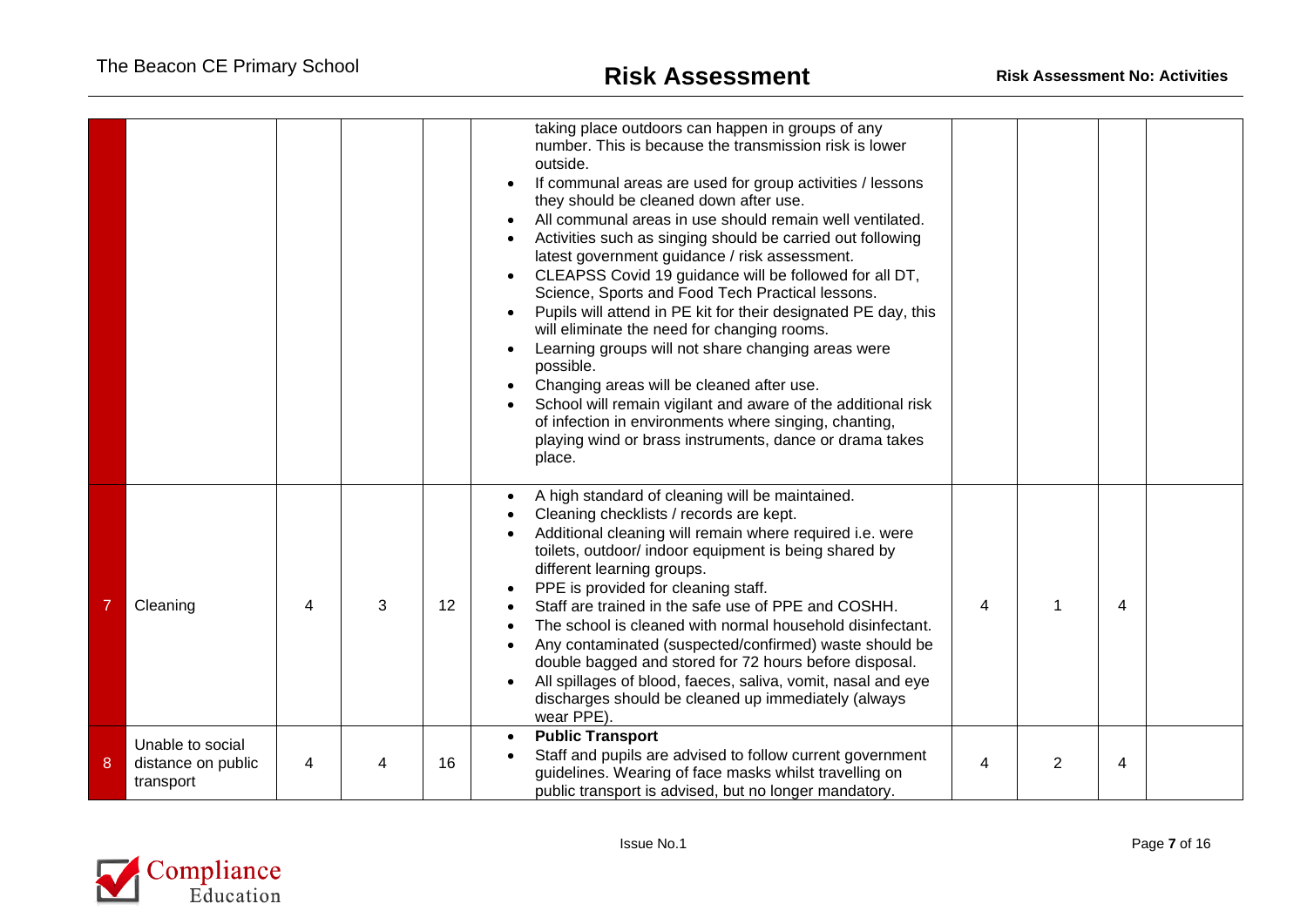| | | | | | | | | | |
|---|---|---|---|---|---|---|---|---|---|
| | | | | | taking place outdoors can happen in groups of any number. This is because the transmission risk is lower outside.<br>• If communal areas are used for group activities / lessons they should be cleaned down after use.<br>• All communal areas in use should remain well ventilated.<br>• Activities such as singing should be carried out following latest government guidance / risk assessment.<br>• CLEAPSS Covid 19 guidance will be followed for all DT, Science, Sports and Food Tech Practical lessons.<br>• Pupils will attend in PE kit for their designated PE day, this will eliminate the need for changing rooms.<br>• Learning groups will not share changing areas were possible.<br>• Changing areas will be cleaned after use.<br>• School will remain vigilant and aware of the additional risk of infection in environments where singing, chanting, playing wind or brass instruments, dance or drama takes place. | | | | |
| 7 | Cleaning | 4 | 3 | 12 | • A high standard of cleaning will be maintained.<br>• Cleaning checklists / records are kept.<br>• Additional cleaning will remain where required i.e. were toilets, outdoor/ indoor equipment is being shared by different learning groups.<br>• PPE is provided for cleaning staff.<br>• Staff are trained in the safe use of PPE and COSHH.<br>• The school is cleaned with normal household disinfectant.<br>• Any contaminated (suspected/confirmed) waste should be double bagged and stored for 72 hours before disposal.<br>• All spillages of blood, faeces, saliva, vomit, nasal and eye discharges should be cleaned up immediately (always wear PPE). | 4 | 1 | 4 | |
| 8 | Unable to social distance on public transport | 4 | 4 | 16 | • **Public Transport**<br>• Staff and pupils are advised to follow current government guidelines. Wearing of face masks whilst travelling on public transport is advised, but no longer mandatory. | 4 | 2 | 4 | |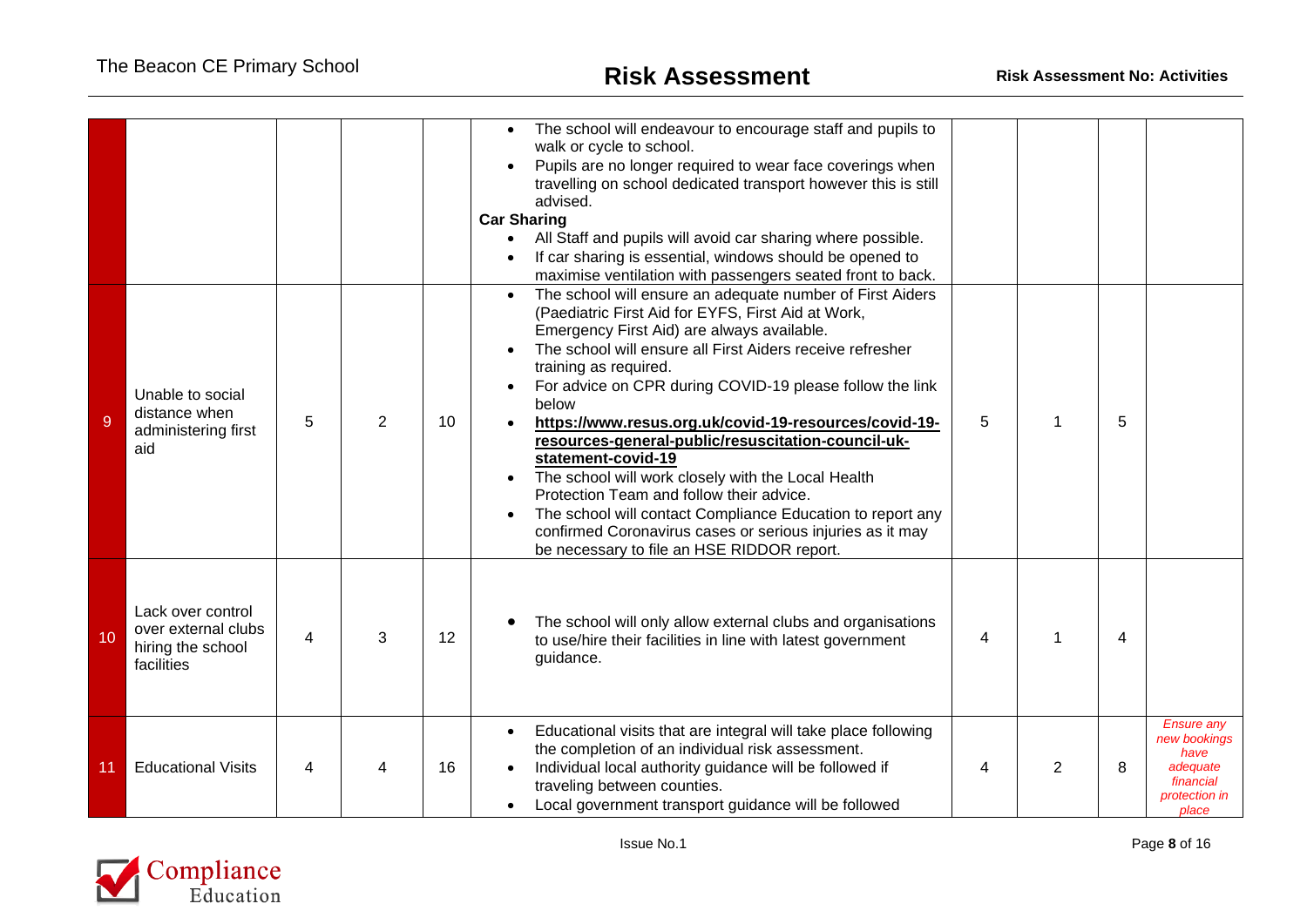| | | | | | | | | | |
|---|---|---|---|---|---|---|---|---|---|
| | | | | | • The school will endeavour to encourage staff and pupils to walk or cycle to school.<br>• Pupils are no longer required to wear face coverings when travelling on school dedicated transport however this is still advised.<br>**Car Sharing**<br>• All Staff and pupils will avoid car sharing where possible.<br>• If car sharing is essential, windows should be opened to maximise ventilation with passengers seated front to back. | | | | |
| 9 | Unable to social distance when administering first aid | 5 | 2 | 10 | • The school will ensure an adequate number of First Aiders (Paediatric First Aid for EYFS, First Aid at Work, Emergency First Aid) are always available.<br>• The school will ensure all First Aiders receive refresher training as required.<br>• For advice on CPR during COVID-19 please follow the link below<br>• **https://www.resus.org.uk/covid-19-resources/covid-19-resources-general-public/resuscitation-council-uk-statement-covid-19**<br>• The school will work closely with the Local Health Protection Team and follow their advice.<br>• The school will contact Compliance Education to report any confirmed Coronavirus cases or serious injuries as it may be necessary to file an HSE RIDDOR report. | 5 | 1 | 5 | |
| 10 | Lack over control over external clubs hiring the school facilities | 4 | 3 | 12 | • The school will only allow external clubs and organisations to use/hire their facilities in line with latest government guidance. | 4 | 1 | 4 | |
| 11 | Educational Visits | 4 | 4 | 16 | • Educational visits that are integral will take place following the completion of an individual risk assessment.<br>• Individual local authority guidance will be followed if traveling between counties.<br>• Local government transport guidance will be followed | 4 | 2 | 8 | *Ensure any new bookings have adequate financial protection in place* |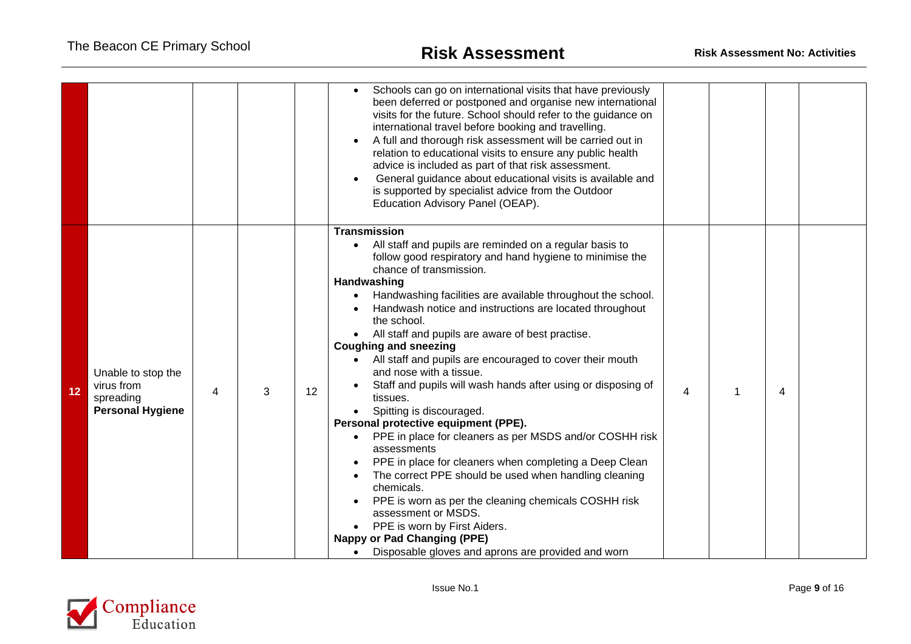| | | | | | | | | | |
|---|---|---|---|---|---|---|---|---|---|
| | | | | | • Schools can go on international visits that have previously been deferred or postponed and organise new international visits for the future. School should refer to the guidance on international travel before booking and travelling.<br>• A full and thorough risk assessment will be carried out in relation to educational visits to ensure any public health advice is included as part of that risk assessment.<br>• General guidance about educational visits is available and is supported by specialist advice from the Outdoor Education Advisory Panel (OEAP). | | | | |
| **12** | Unable to stop the virus from spreading **Personal Hygiene** | 4 | 3 | 12 | **Transmission**<br>• All staff and pupils are reminded on a regular basis to follow good respiratory and hand hygiene to minimise the chance of transmission.<br>**Handwashing**<br>• Handwashing facilities are available throughout the school.<br>• Handwash notice and instructions are located throughout the school.<br>• All staff and pupils are aware of best practise.<br>**Coughing and sneezing**<br>• All staff and pupils are encouraged to cover their mouth and nose with a tissue.<br>• Staff and pupils will wash hands after using or disposing of tissues.<br>• Spitting is discouraged.<br>**Personal protective equipment (PPE).**<br>• PPE in place for cleaners as per MSDS and/or COSHH risk assessments<br>• PPE in place for cleaners when completing a Deep Clean<br>• The correct PPE should be used when handling cleaning chemicals.<br>• PPE is worn as per the cleaning chemicals COSHH risk assessment or MSDS.<br>• PPE is worn by First Aiders.<br>**Nappy or Pad Changing (PPE)**<br>• Disposable gloves and aprons are provided and worn | 4 | 1 | 4 | |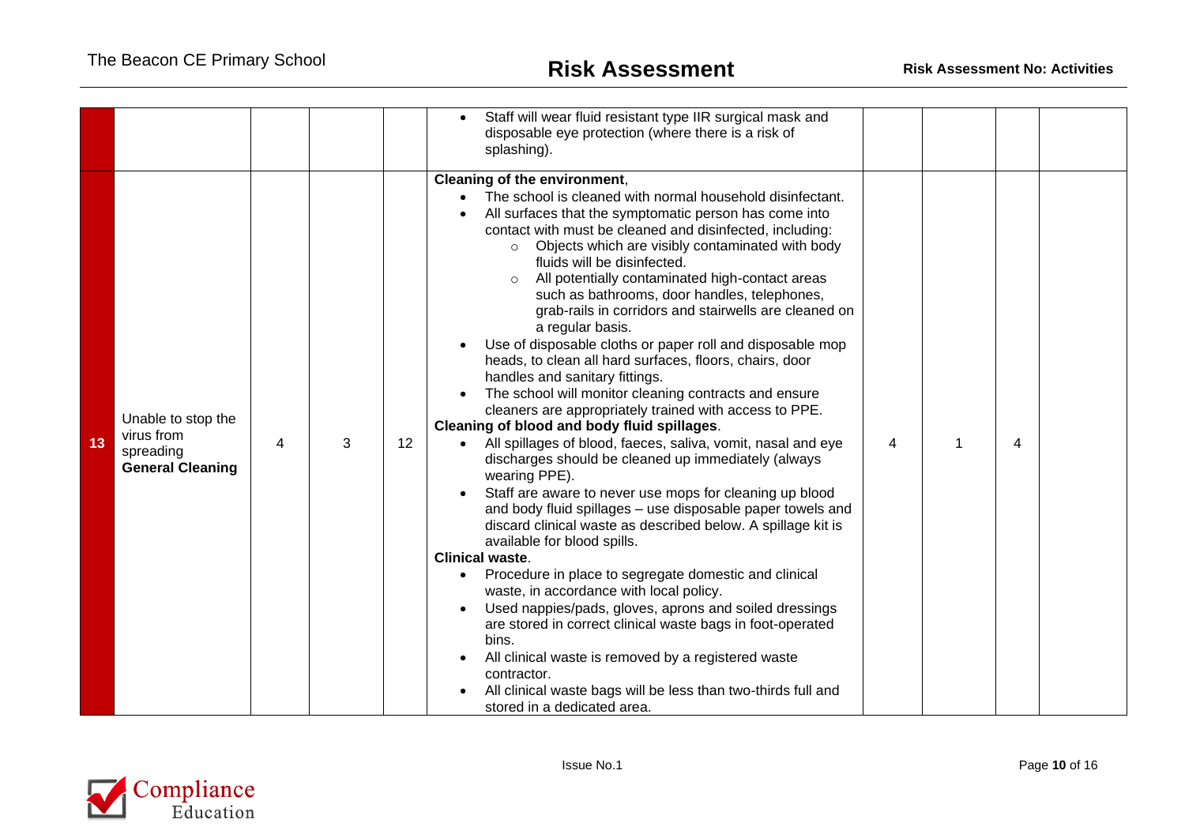| | | | | | | | | | |
|---|---|---|---|---|---|---|---|---|---|
| | | | | | • Staff will wear fluid resistant type IIR surgical mask and disposable eye protection (where there is a risk of splashing). | | | | |
| 13 | Unable to stop the virus from spreading **General Cleaning** | 4 | 3 | 12 | **Cleaning of the environment**, <br>• The school is cleaned with normal household disinfectant.<br>• All surfaces that the symptomatic person has come into contact with must be cleaned and disinfected, including:<br>  ○ Objects which are visibly contaminated with body fluids will be disinfected.<br>  ○ All potentially contaminated high-contact areas such as bathrooms, door handles, telephones, grab-rails in corridors and stairwells are cleaned on a regular basis.<br>• Use of disposable cloths or paper roll and disposable mop heads, to clean all hard surfaces, floors, chairs, door handles and sanitary fittings.<br>• The school will monitor cleaning contracts and ensure cleaners are appropriately trained with access to PPE.<br>**Cleaning of blood and body fluid spillages**.<br>• All spillages of blood, faeces, saliva, vomit, nasal and eye discharges should be cleaned up immediately (always wearing PPE).<br>• Staff are aware to never use mops for cleaning up blood and body fluid spillages – use disposable paper towels and discard clinical waste as described below. A spillage kit is available for blood spills.<br>**Clinical waste**.<br>• Procedure in place to segregate domestic and clinical waste, in accordance with local policy.<br>• Used nappies/pads, gloves, aprons and soiled dressings are stored in correct clinical waste bags in foot-operated bins.<br>• All clinical waste is removed by a registered waste contractor.<br>• All clinical waste bags will be less than two-thirds full and stored in a dedicated area. | 4 | 1 | 4 | |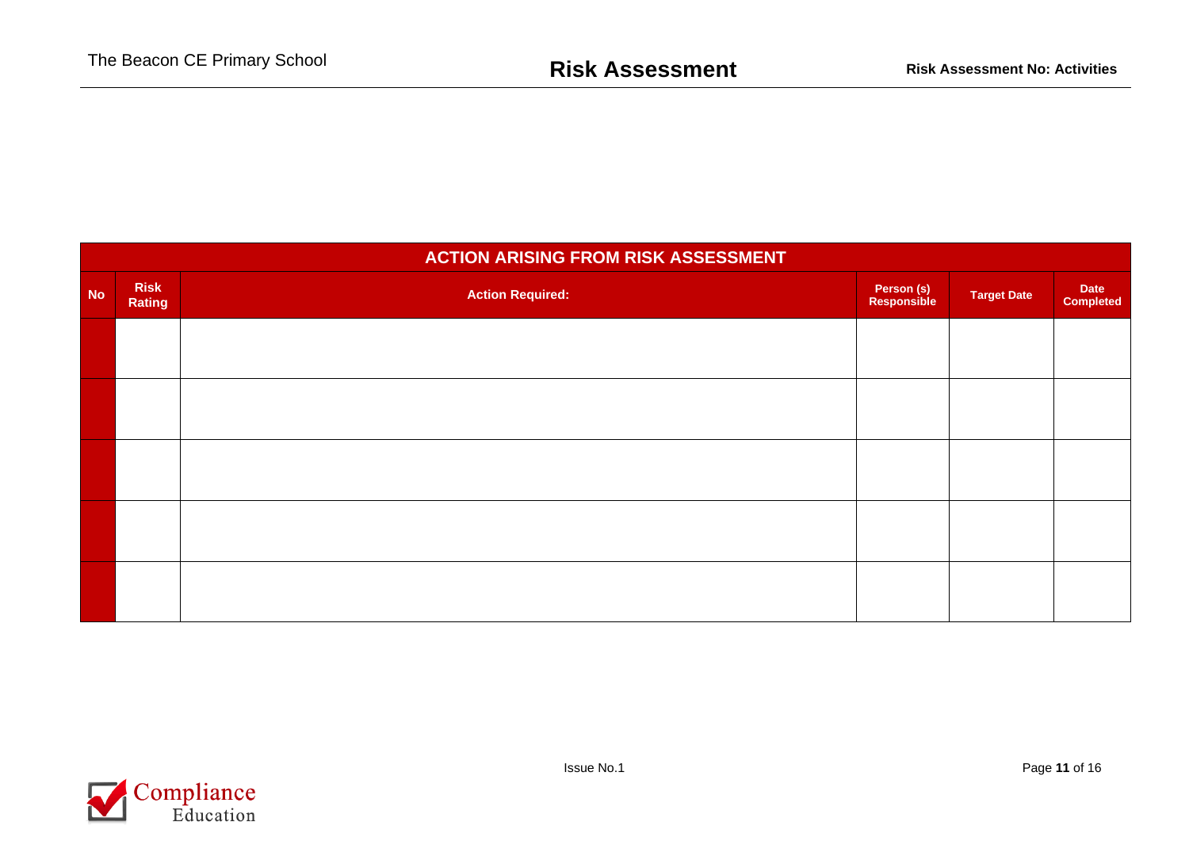| ACTION ARISING FROM RISK ASSESSMENT | | | | | |
|---|---|---|---|---|---|
| **No** | **Risk Rating** | **Action Required:** | **Person (s) Responsible** | **Target Date** | **Date Completed** |
| | | | | | |
| | | | | | |
| | | | | | |
| | | | | | |
| | | | | | |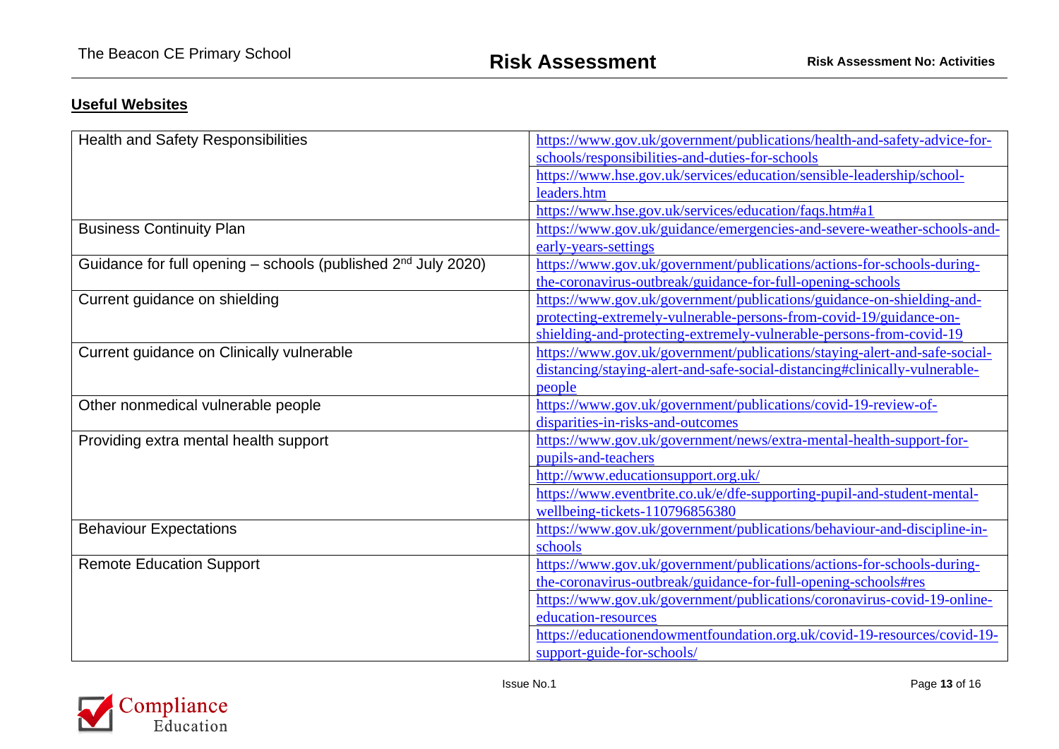## Useful Websites

| | |
|---|---|
| Health and Safety Responsibilities | https://www.gov.uk/government/publications/health-and-safety-advice-for-schools/responsibilities-and-duties-for-schools |
| | https://www.hse.gov.uk/services/education/sensible-leadership/school-leaders.htm |
| | https://www.hse.gov.uk/services/education/faqs.htm#a1 |
| Business Continuity Plan | https://www.gov.uk/guidance/emergencies-and-severe-weather-schools-and-early-years-settings |
| Guidance for full opening – schools (published 2nd July 2020) | https://www.gov.uk/government/publications/actions-for-schools-during-the-coronavirus-outbreak/guidance-for-full-opening-schools |
| Current guidance on shielding | https://www.gov.uk/government/publications/guidance-on-shielding-and-protecting-extremely-vulnerable-persons-from-covid-19/guidance-on-shielding-and-protecting-extremely-vulnerable-persons-from-covid-19 |
| Current guidance on Clinically vulnerable | https://www.gov.uk/government/publications/staying-alert-and-safe-social-distancing/staying-alert-and-safe-social-distancing#clinically-vulnerable-people |
| Other nonmedical vulnerable people | https://www.gov.uk/government/publications/covid-19-review-of-disparities-in-risks-and-outcomes |
| Providing extra mental health support | https://www.gov.uk/government/news/extra-mental-health-support-for-pupils-and-teachers |
| | http://www.educationsupport.org.uk/ |
| | https://www.eventbrite.co.uk/e/dfe-supporting-pupil-and-student-mental-wellbeing-tickets-110796856380 |
| Behaviour Expectations | https://www.gov.uk/government/publications/behaviour-and-discipline-in-schools |
| Remote Education Support | https://www.gov.uk/government/publications/actions-for-schools-during-the-coronavirus-outbreak/guidance-for-full-opening-schools#res |
| | https://www.gov.uk/government/publications/coronavirus-covid-19-online-education-resources |
| | https://educationendowmentfoundation.org.uk/covid-19-resources/covid-19-support-guide-for-schools/ |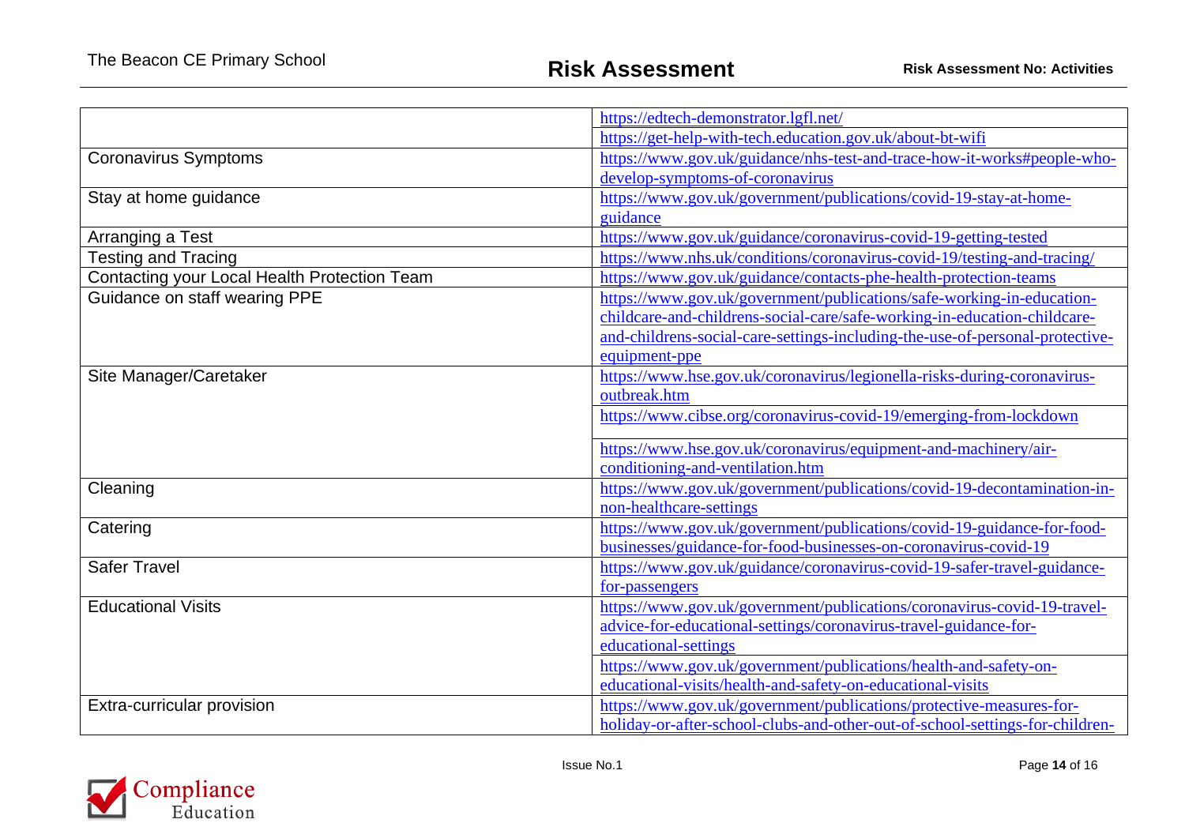| | |
|---|---|
| | https://edtech-demonstrator.lgfl.net/ |
| | https://get-help-with-tech.education.gov.uk/about-bt-wifi |
| Coronavirus Symptoms | https://www.gov.uk/guidance/nhs-test-and-trace-how-it-works#people-who-develop-symptoms-of-coronavirus |
| Stay at home guidance | https://www.gov.uk/government/publications/covid-19-stay-at-home-guidance |
| Arranging a Test | https://www.gov.uk/guidance/coronavirus-covid-19-getting-tested |
| Testing and Tracing | https://www.nhs.uk/conditions/coronavirus-covid-19/testing-and-tracing/ |
| Contacting your Local Health Protection Team | https://www.gov.uk/guidance/contacts-phe-health-protection-teams |
| Guidance on staff wearing PPE | https://www.gov.uk/government/publications/safe-working-in-education-childcare-and-childrens-social-care/safe-working-in-education-childcare-and-childrens-social-care-settings-including-the-use-of-personal-protective-equipment-ppe |
| Site Manager/Caretaker | https://www.hse.gov.uk/coronavirus/legionella-risks-during-coronavirus-outbreak.htm |
| | https://www.cibse.org/coronavirus-covid-19/emerging-from-lockdown |
| | https://www.hse.gov.uk/coronavirus/equipment-and-machinery/air-conditioning-and-ventilation.htm |
| Cleaning | https://www.gov.uk/government/publications/covid-19-decontamination-in-non-healthcare-settings |
| Catering | https://www.gov.uk/government/publications/covid-19-guidance-for-food-businesses/guidance-for-food-businesses-on-coronavirus-covid-19 |
| Safer Travel | https://www.gov.uk/guidance/coronavirus-covid-19-safer-travel-guidance-for-passengers |
| Educational Visits | https://www.gov.uk/government/publications/coronavirus-covid-19-travel-advice-for-educational-settings/coronavirus-travel-guidance-for-educational-settings |
| | https://www.gov.uk/government/publications/health-and-safety-on-educational-visits/health-and-safety-on-educational-visits |
| Extra-curricular provision | https://www.gov.uk/government/publications/protective-measures-for-holiday-or-after-school-clubs-and-other-out-of-school-settings-for-children- |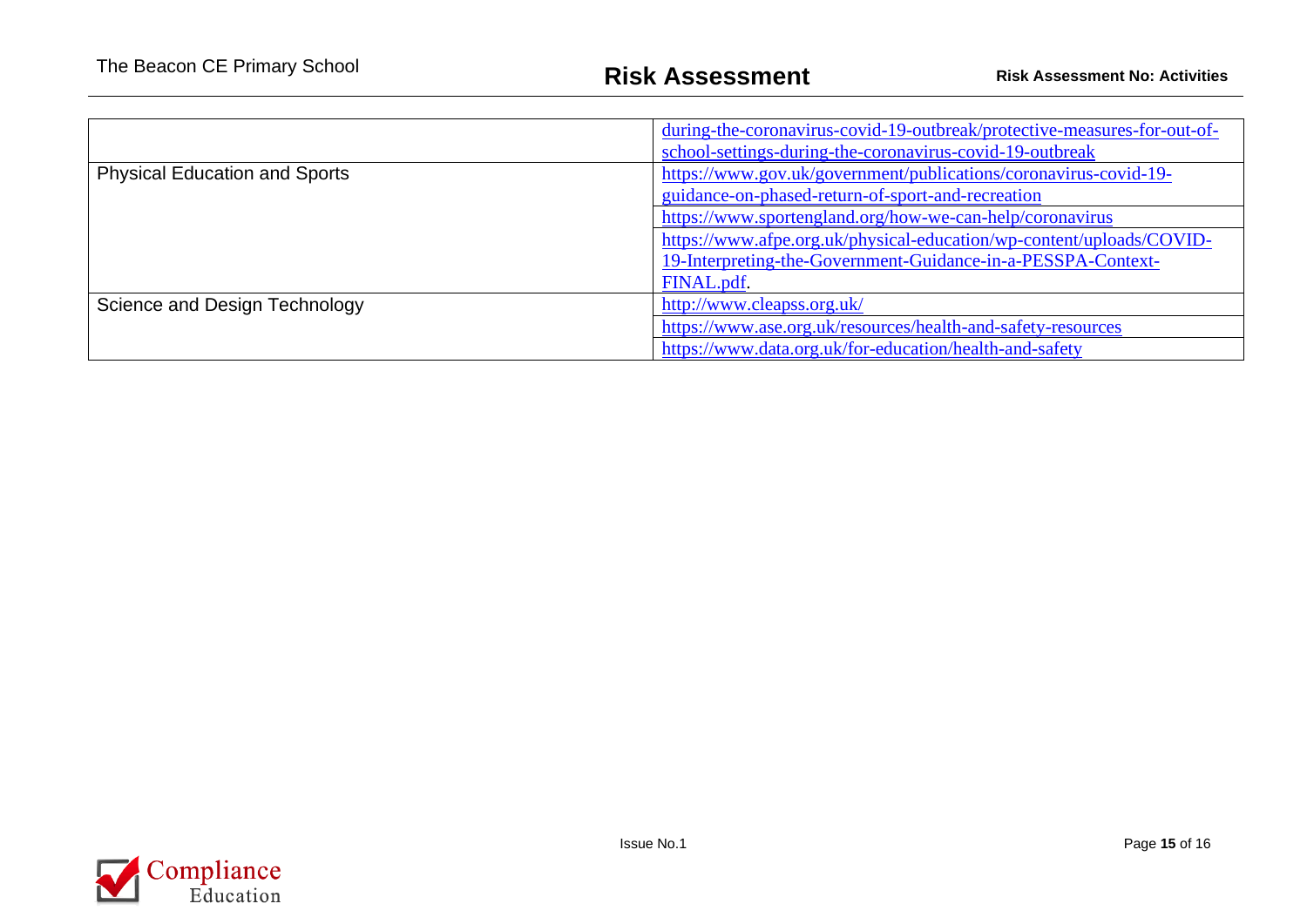| | |
|---|---|
| | during-the-coronavirus-covid-19-outbreak/protective-measures-for-out-of-school-settings-during-the-coronavirus-covid-19-outbreak |
| Physical Education and Sports | https://www.gov.uk/government/publications/coronavirus-covid-19-guidance-on-phased-return-of-sport-and-recreation |
| | https://www.sportengland.org/how-we-can-help/coronavirus |
| | https://www.afpe.org.uk/physical-education/wp-content/uploads/COVID-19-Interpreting-the-Government-Guidance-in-a-PESSPA-Context-FINAL.pdf. |
| Science and Design Technology | http://www.cleapss.org.uk/ |
| | https://www.ase.org.uk/resources/health-and-safety-resources |
| | https://www.data.org.uk/for-education/health-and-safety |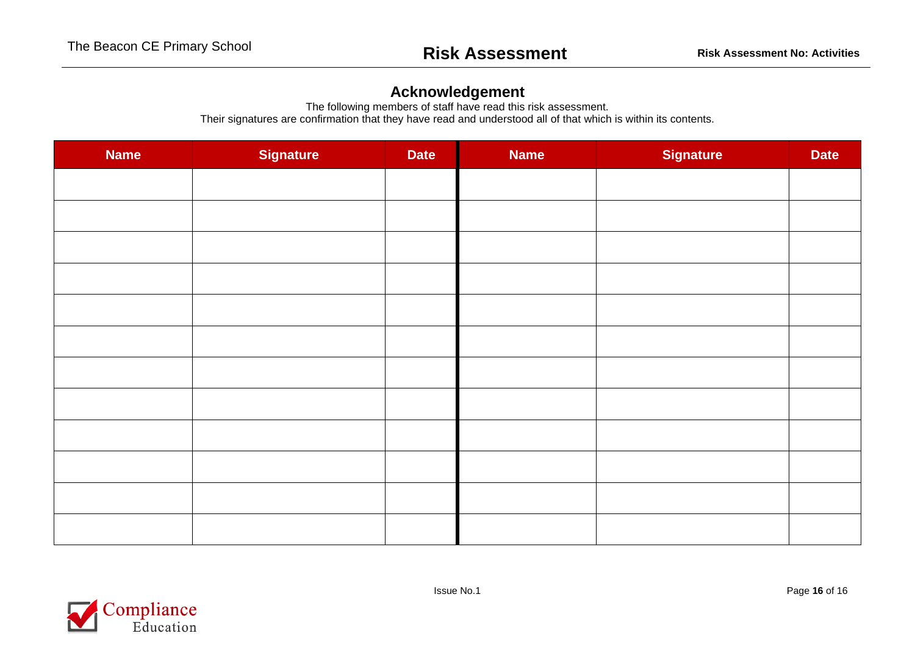## Acknowledgement

The following members of staff have read this risk assessment.
Their signatures are confirmation that they have read and understood all of that which is within its contents.

| Name | Signature | Date | Name | Signature | Date |
|---|---|---|---|---|---|
| | | | | | |
| | | | | | |
| | | | | | |
| | | | | | |
| | | | | | |
| | | | | | |
| | | | | | |
| | | | | | |
| | | | | | |
| | | | | | |
| | | | | | |
| | | | | | |